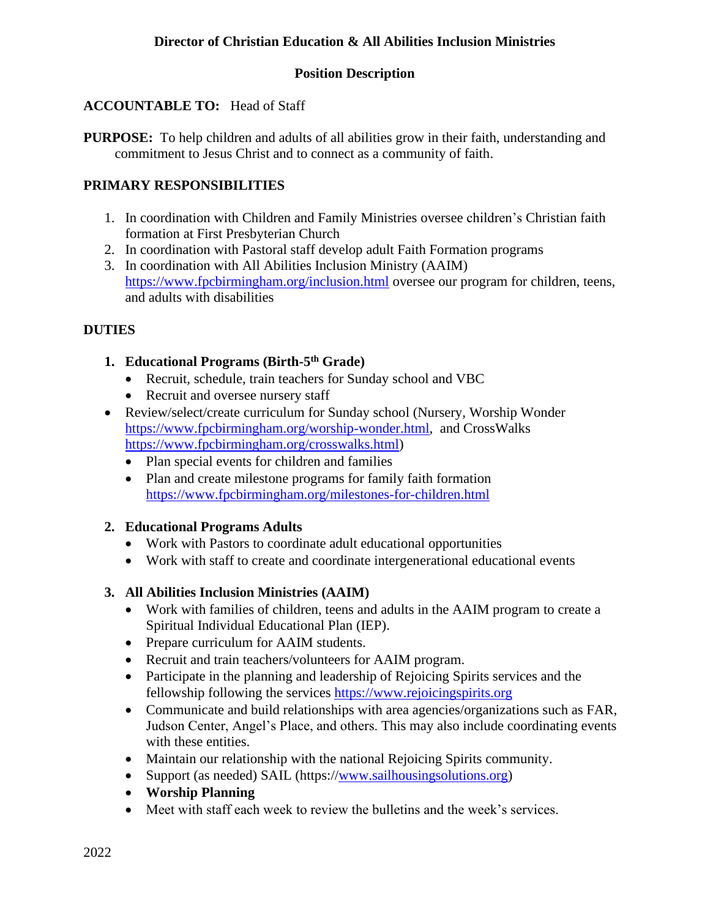**Director of Christian Education & All Abilities Inclusion Ministries**

**Position Description**

**ACCOUNTABLE TO:** Head of Staff

**PURPOSE:** To help children and adults of all abilities grow in their faith, understanding and commitment to Jesus Christ and to connect as a community of faith.

**PRIMARY RESPONSIBILITIES**

1. In coordination with Children and Family Ministries oversee children's Christian faith formation at First Presbyterian Church
2. In coordination with Pastoral staff develop adult Faith Formation programs
3. In coordination with All Abilities Inclusion Ministry (AAIM) https://www.fpcbirmingham.org/inclusion.html oversee our program for children, teens, and adults with disabilities

**DUTIES**

1. **Educational Programs (Birth-5th Grade)**
   - Recruit, schedule, train teachers for Sunday school and VBC
   - Recruit and oversee nursery staff

- Review/select/create curriculum for Sunday school (Nursery, Worship Wonder https://www.fpcbirmingham.org/worship-wonder.html, and CrossWalks https://www.fpcbirmingham.org/crosswalks.html)
   - Plan special events for children and families
   - Plan and create milestone programs for family faith formation https://www.fpcbirmingham.org/milestones-for-children.html

2. **Educational Programs Adults**
   - Work with Pastors to coordinate adult educational opportunities
   - Work with staff to create and coordinate intergenerational educational events

3. **All Abilities Inclusion Ministries (AAIM)**
   - Work with families of children, teens and adults in the AAIM program to create a Spiritual Individual Educational Plan (IEP).
   - Prepare curriculum for AAIM students.
   - Recruit and train teachers/volunteers for AAIM program.
   - Participate in the planning and leadership of Rejoicing Spirits services and the fellowship following the services https://www.rejoicingspirits.org
   - Communicate and build relationships with area agencies/organizations such as FAR, Judson Center, Angel's Place, and others. This may also include coordinating events with these entities.
   - Maintain our relationship with the national Rejoicing Spirits community.
   - Support (as needed) SAIL (https://www.sailhousingsolutions.org)
   - **Worship Planning**
   - Meet with staff each week to review the bulletins and the week's services.

2022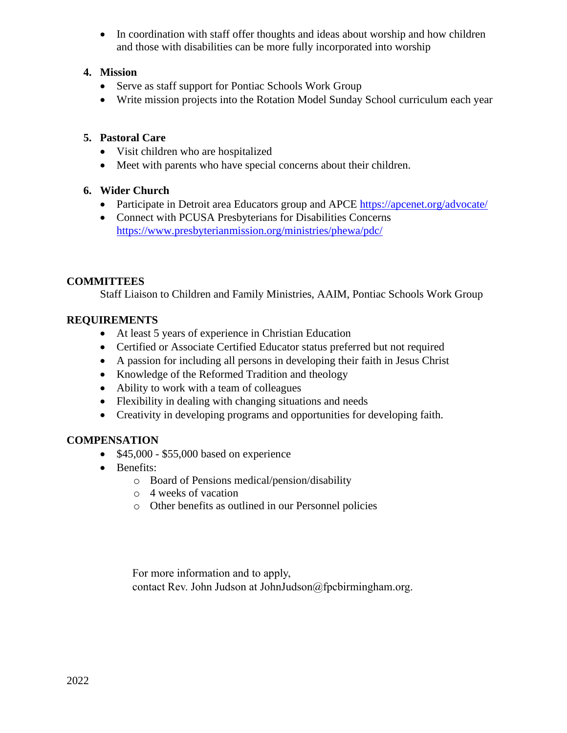- In coordination with staff offer thoughts and ideas about worship and how children and those with disabilities can be more fully incorporated into worship

4. **Mission**
   - Serve as staff support for Pontiac Schools Work Group
   - Write mission projects into the Rotation Model Sunday School curriculum each year

5. **Pastoral Care**
   - Visit children who are hospitalized
   - Meet with parents who have special concerns about their children.

6. **Wider Church**
   - Participate in Detroit area Educators group and APCE https://apcenet.org/advocate/
   - Connect with PCUSA Presbyterians for Disabilities Concerns https://www.presbyterianmission.org/ministries/phewa/pdc/

**COMMITTEES**

Staff Liaison to Children and Family Ministries, AAIM, Pontiac Schools Work Group

**REQUIREMENTS**

- At least 5 years of experience in Christian Education
- Certified or Associate Certified Educator status preferred but not required
- A passion for including all persons in developing their faith in Jesus Christ
- Knowledge of the Reformed Tradition and theology
- Ability to work with a team of colleagues
- Flexibility in dealing with changing situations and needs
- Creativity in developing programs and opportunities for developing faith.

**COMPENSATION**

- $45,000 - $55,000 based on experience
- Benefits:
  - Board of Pensions medical/pension/disability
  - 4 weeks of vacation
  - Other benefits as outlined in our Personnel policies

For more information and to apply,
contact Rev. John Judson at JohnJudson@fpcbirmingham.org.

2022